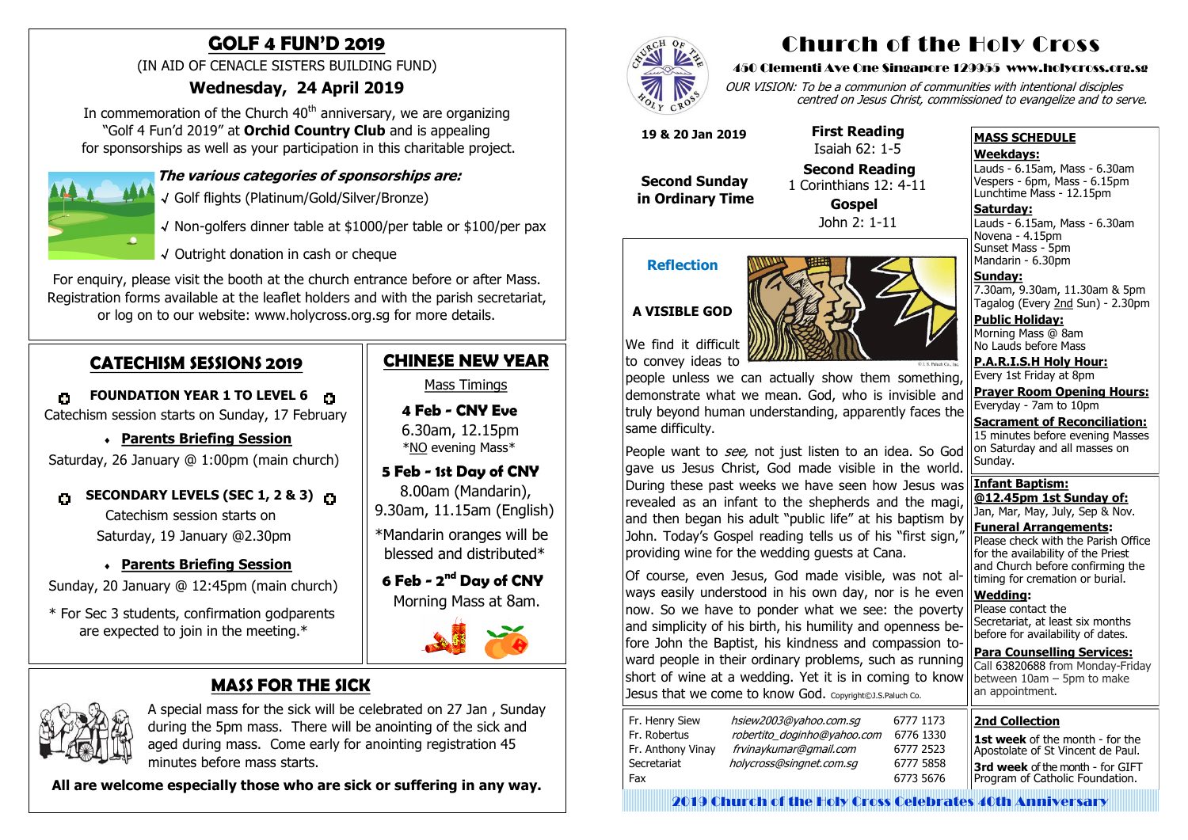# Church of the Holy Cross

450 Clementi Ave One Singapore 129955 www.holycross.org.sg

*OUR VISION: To be a communion of communities with intentional disciples centred on Jesus Christ, commissioned to evangelize and to serve.*

**19 & 20 Jan 2019**

**Second Sunday in Ordinary Time**

**First Reading**
Isaiah 62: 1-5

**Second Reading**
1 Corinthians 12: 4-11

**Gospel**
John 2: 1-11

## Reflection

### A VISIBLE GOD

We find it difficult to convey ideas to people unless we can actually show them something, demonstrate what we mean. God, who is invisible and truly beyond human understanding, apparently faces the same difficulty.

People want to *see,* not just listen to an idea. So God gave us Jesus Christ, God made visible in the world. During these past weeks we have seen how Jesus was revealed as an infant to the shepherds and the magi, and then began his adult "public life" at his baptism by John. Today's Gospel reading tells us of his "first sign," providing wine for the wedding guests at Cana.

Of course, even Jesus, God made visible, was not always easily understood in his own day, nor is he even now. So we have to ponder what we see: the poverty and simplicity of his birth, his humility and openness before John the Baptist, his kindness and compassion toward people in their ordinary problems, such as running short of wine at a wedding. Yet it is in coming to know Jesus that we come to know God. Copyright©J.S.Paluch Co.

| | | |
|---|---|---|
| Fr. Henry Siew | hsiew2003@yahoo.com.sg | 6777 1173 |
| Fr. Robertus | robertio_doginho@yahoo.com | 6776 1330 |
| Fr. Anthony Vinay | frvinaykumar@gmail.com | 6777 2523 |
| Secretariat | holycross@singnet.com.sg | 6777 5858 |
| Fax | | 6773 5676 |

## MASS SCHEDULE

**Weekdays:**
Lauds - 6.15am, Mass - 6.30am
Vespers - 6pm, Mass - 6.15pm
Lunchtime Mass - 12.15pm

**Saturday:**
Lauds - 6.15am, Mass - 6.30am
Novena - 4.15pm
Sunset Mass - 5pm
Mandarin - 6.30pm

**Sunday:**
7.30am, 9.30am, 11.30am & 5pm
Tagalog (Every 2nd Sun) - 2.30pm

**Public Holiday:**
Morning Mass @ 8am
No Lauds before Mass

**P.A.R.I.S.H Holy Hour:**
Every 1st Friday at 8pm

**Prayer Room Opening Hours:**
Everyday - 7am to 10pm

**Sacrament of Reconciliation:**
15 minutes before evening Masses on Saturday and all masses on Sunday.

**Infant Baptism:**
**@12.45pm 1st Sunday of:**
Jan, Mar, May, July, Sep & Nov.

**Funeral Arrangements:**
Please check with the Parish Office for the availability of the Priest and Church before confirming the timing for cremation or burial.

**Wedding:**
Please contact the Secretariat, at least six months before for availability of dates.

**Para Counselling Services:**
Call 63820688 from Monday-Friday between 10am – 5pm to make an appointment.

**2nd Collection**

**1st week** of the month - for the Apostolate of St Vincent de Paul.

**3rd week** of the month - for GIFT Program of Catholic Foundation.

2019 Church of the Holy Cross Celebrates 40th Anniversary

## GOLF 4 FUN'D 2019

(IN AID OF CENACLE SISTERS BUILDING FUND)

### Wednesday, 24 April 2019

In commemoration of the Church 40th anniversary, we are organizing "Golf 4 Fun'd 2019" at **Orchid Country Club** and is appealing for sponsorships as well as your participation in this charitable project.

***The various categories of sponsorships are:***

- √ Golf flights (Platinum/Gold/Silver/Bronze)
- √ Non-golfers dinner table at $1000/per table or $100/per pax
- √ Outright donation in cash or cheque

For enquiry, please visit the booth at the church entrance before or after Mass. Registration forms available at the leaflet holders and with the parish secretariat, or log on to our website: www.holycross.org.sg for more details.

## CATECHISM SESSIONS 2019

**FOUNDATION YEAR 1 TO LEVEL 6**

Catechism session starts on Sunday, 17 February

- **Parents Briefing Session**

Saturday, 26 January @ 1:00pm (main church)

**SECONDARY LEVELS (SEC 1, 2 & 3)**

Catechism session starts on Saturday, 19 January @2.30pm

- **Parents Briefing Session**

Sunday, 20 January @ 12:45pm (main church)

\* For Sec 3 students, confirmation godparents are expected to join in the meeting.*

## CHINESE NEW YEAR

Mass Timings

**4 Feb - CNY Eve**
6.30am, 12.15pm
*NO evening Mass*

**5 Feb - 1st Day of CNY**
8.00am (Mandarin), 9.30am, 11.15am (English)

*Mandarin oranges will be blessed and distributed*

**6 Feb - 2nd Day of CNY**
Morning Mass at 8am.

## MASS FOR THE SICK

A special mass for the sick will be celebrated on 27 Jan , Sunday during the 5pm mass. There will be anointing of the sick and aged during mass. Come early for anointing registration 45 minutes before mass starts.

**All are welcome especially those who are sick or suffering in any way.**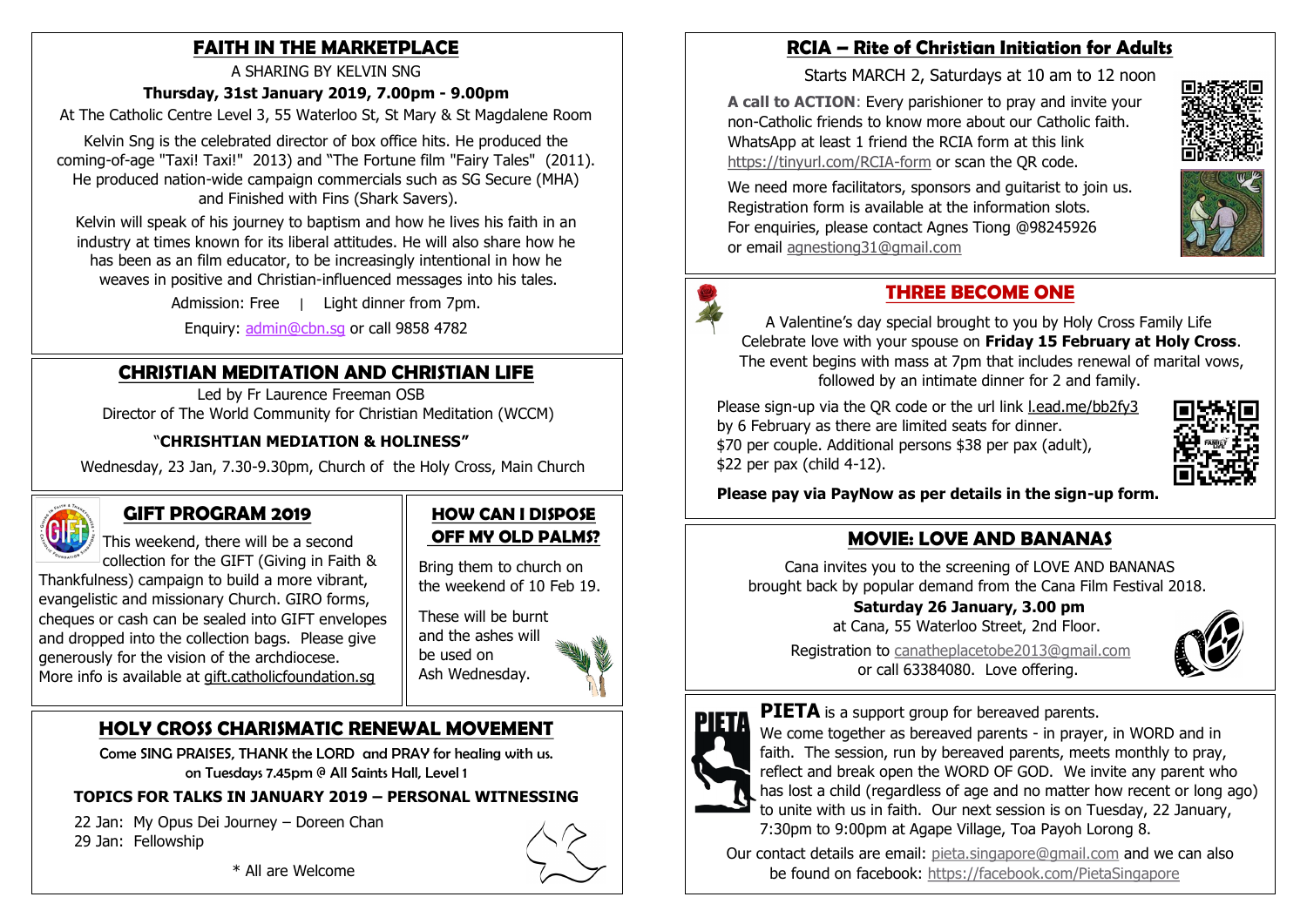## FAITH IN THE MARKETPLACE

A SHARING BY KELVIN SNG

**Thursday, 31st January 2019, 7.00pm - 9.00pm**

At The Catholic Centre Level 3, 55 Waterloo St, St Mary & St Magdalene Room

Kelvin Sng is the celebrated director of box office hits. He produced the coming-of-age "Taxi! Taxi!" 2013) and "The Fortune film "Fairy Tales" (2011). He produced nation-wide campaign commercials such as SG Secure (MHA) and Finished with Fins (Shark Savers).

Kelvin will speak of his journey to baptism and how he lives his faith in an industry at times known for its liberal attitudes. He will also share how he has been as an film educator, to be increasingly intentional in how he weaves in positive and Christian-influenced messages into his tales.

Admission: Free | Light dinner from 7pm.

Enquiry: admin@cbn.sg or call 9858 4782

## CHRISTIAN MEDITATION AND CHRISTIAN LIFE

Led by Fr Laurence Freeman OSB
Director of The World Community for Christian Meditation (WCCM)

"**CHRISHTIAN MEDIATION & HOLINESS"**

Wednesday, 23 Jan, 7.30-9.30pm, Church of the Holy Cross, Main Church

## GIFT PROGRAM 2019

This weekend, there will be a second collection for the GIFT (Giving in Faith & Thankfulness) campaign to build a more vibrant, evangelistic and missionary Church. GIRO forms, cheques or cash can be sealed into GIFT envelopes and dropped into the collection bags. Please give generously for the vision of the archdiocese. More info is available at gift.catholicfoundation.sg

## HOW CAN I DISPOSE OFF MY OLD PALMS?

Bring them to church on the weekend of 10 Feb 19.

These will be burnt and the ashes will be used on Ash Wednesday.

## HOLY CROSS CHARISMATIC RENEWAL MOVEMENT

Come SING PRAISES, THANK the LORD and PRAY for healing with us. on Tuesdays 7.45pm @ All Saints Hall, Level 1

**TOPICS FOR TALKS IN JANUARY 2019 – PERSONAL WITNESSING**

22 Jan: My Opus Dei Journey – Doreen Chan
29 Jan: Fellowship

\* All are Welcome

## RCIA – Rite of Christian Initiation for Adults

Starts MARCH 2, Saturdays at 10 am to 12 noon

**A call to ACTION**: Every parishioner to pray and invite your non-Catholic friends to know more about our Catholic faith. WhatsApp at least 1 friend the RCIA form at this link https://tinyurl.com/RCIA-form or scan the QR code.

We need more facilitators, sponsors and guitarist to join us. Registration form is available at the information slots. For enquiries, please contact Agnes Tiong @98245926 or email agnestiong31@gmail.com

## THREE BECOME ONE

A Valentine's day special brought to you by Holy Cross Family Life Celebrate love with your spouse on **Friday 15 February at Holy Cross**. The event begins with mass at 7pm that includes renewal of marital vows, followed by an intimate dinner for 2 and family.

Please sign-up via the QR code or the url link l.ead.me/bb2fy3 by 6 February as there are limited seats for dinner. $70 per couple. Additional persons $38 per pax (adult), $22 per pax (child 4-12).

**Please pay via PayNow as per details in the sign-up form.**

## MOVIE: LOVE AND BANANAS

Cana invites you to the screening of LOVE AND BANANAS brought back by popular demand from the Cana Film Festival 2018.

**Saturday 26 January, 3.00 pm**

at Cana, 55 Waterloo Street, 2nd Floor.

Registration to canatheplacetobe2013@gmail.com or call 63384080. Love offering.

**PIETA** is a support group for bereaved parents.

We come together as bereaved parents - in prayer, in WORD and in faith. The session, run by bereaved parents, meets monthly to pray, reflect and break open the WORD OF GOD. We invite any parent who has lost a child (regardless of age and no matter how recent or long ago) to unite with us in faith. Our next session is on Tuesday, 22 January, 7:30pm to 9:00pm at Agape Village, Toa Payoh Lorong 8.

Our contact details are email: pieta.singapore@gmail.com and we can also be found on facebook: https://facebook.com/PietaSingapore